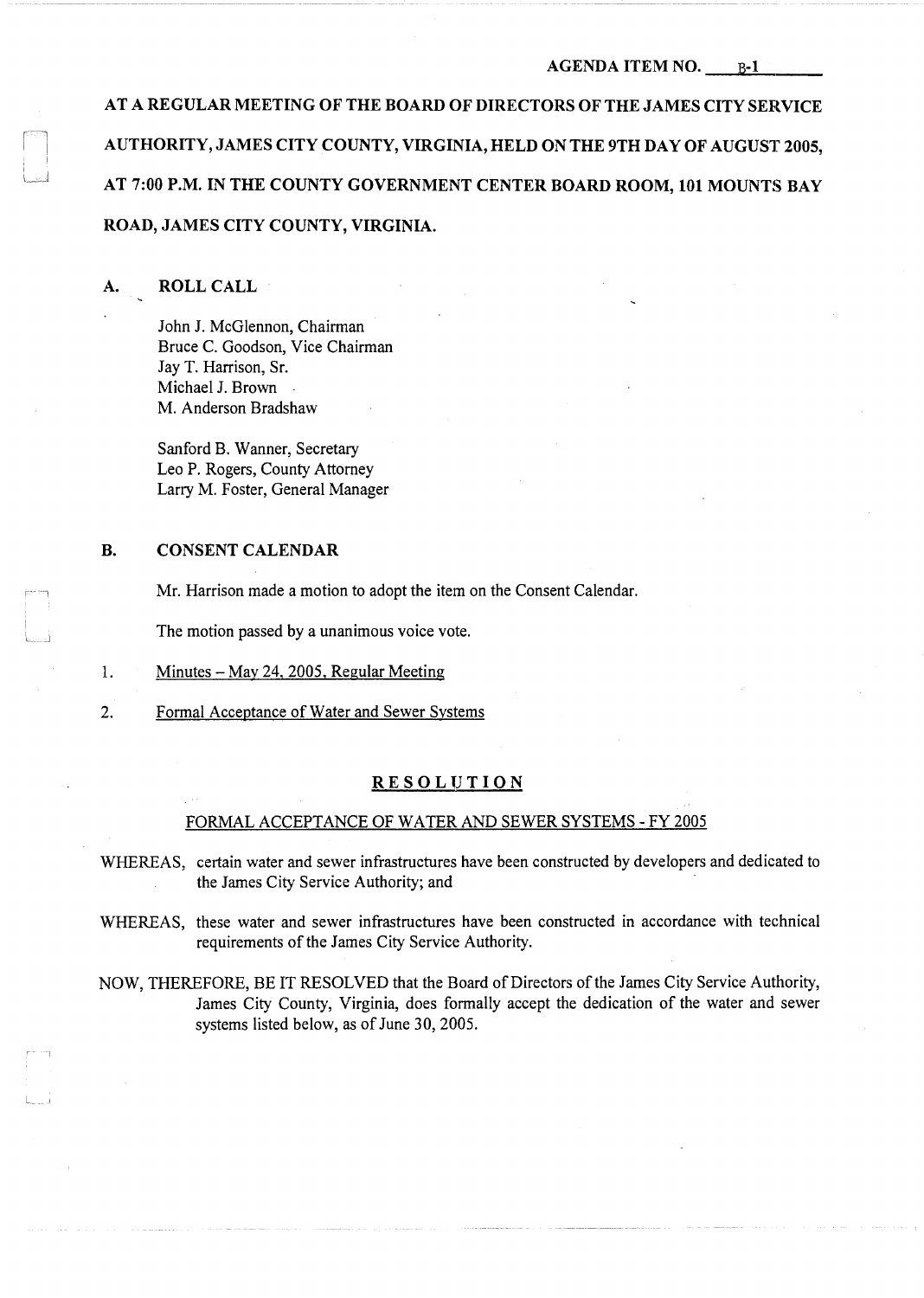AGENDA ITEM NO. B-1

**AT A REGULAR MEETING OF THE BOARD OF DIRECTORS OF THE JAMES CITY SERVICE AUTHORITY, JAMES CITY COUNTY, VIRGINIA, HELD ON THE 9TH DAY OF AUGUST 2005, AT 7:00 P.M. IN THE COUNTY GOVERNMENT CENTER BOARD ROOM, 101 MOUNTS BAY ROAD, JAMES CITY COUNTY, VIRGINIA.**

## A. ROLL CALL

John J. McGlennon, Chairman
Bruce C. Goodson, Vice Chairman
Jay T. Harrison, Sr.
Michael J. Brown
M. Anderson Bradshaw

Sanford B. Wanner, Secretary
Leo P. Rogers, County Attorney
Larry M. Foster, General Manager

## B. CONSENT CALENDAR

Mr. Harrison made a motion to adopt the item on the Consent Calendar.

The motion passed by a unanimous voice vote.

1. Minutes – May 24, 2005, Regular Meeting

2. Formal Acceptance of Water and Sewer Systems

**RESOLUTION**

FORMAL ACCEPTANCE OF WATER AND SEWER SYSTEMS - FY 2005

WHEREAS, certain water and sewer infrastructures have been constructed by developers and dedicated to the James City Service Authority; and

WHEREAS, these water and sewer infrastructures have been constructed in accordance with technical requirements of the James City Service Authority.

NOW, THEREFORE, BE IT RESOLVED that the Board of Directors of the James City Service Authority, James City County, Virginia, does formally accept the dedication of the water and sewer systems listed below, as of June 30, 2005.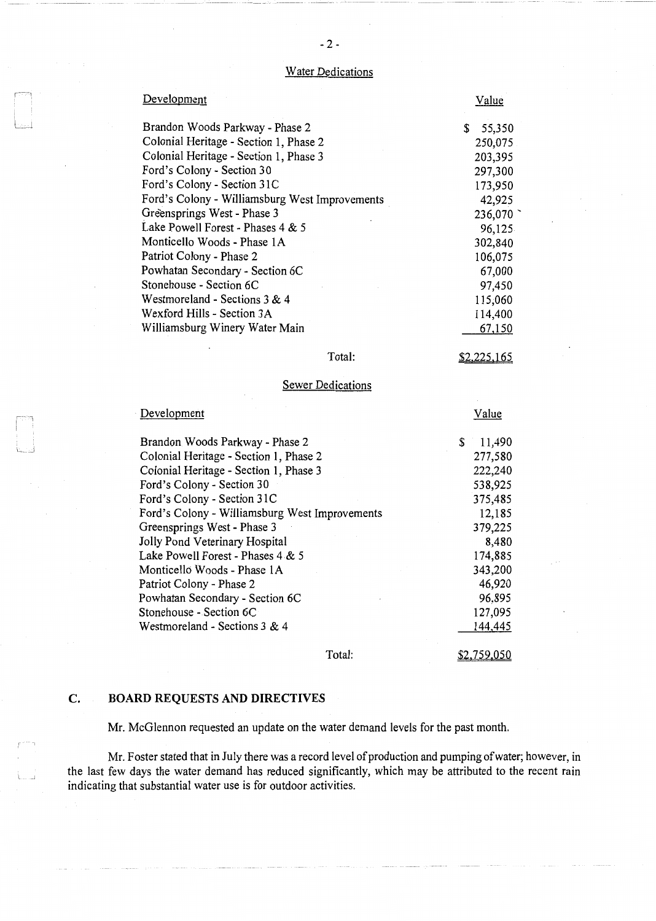## Water Dedications

| Development | Value |
|---|---|
| Brandon Woods Parkway - Phase 2 | $ 55,350 |
| Colonial Heritage - Section 1, Phase 2 | 250,075 |
| Colonial Heritage - Section 1, Phase 3 | 203,395 |
| Ford's Colony - Section 30 | 297,300 |
| Ford's Colony - Section 31C | 173,950 |
| Ford's Colony - Williamsburg West Improvements | 42,925 |
| Greensprings West - Phase 3 | 236,070 |
| Lake Powell Forest - Phases 4 & 5 | 96,125 |
| Monticello Woods - Phase 1A | 302,840 |
| Patriot Colony - Phase 2 | 106,075 |
| Powhatan Secondary - Section 6C | 67,000 |
| Stonehouse - Section 6C | 97,450 |
| Westmoreland - Sections 3 & 4 | 115,060 |
| Wexford Hills - Section 3A | 114,400 |
| Williamsburg Winery Water Main | 67,150 |
| Total: | $2,225,165 |

## Sewer Dedications

| Development | Value |
|---|---|
| Brandon Woods Parkway - Phase 2 | $ 11,490 |
| Colonial Heritage - Section 1, Phase 2 | 277,580 |
| Colonial Heritage - Section 1, Phase 3 | 222,240 |
| Ford's Colony - Section 30 | 538,925 |
| Ford's Colony - Section 31C | 375,485 |
| Ford's Colony - Williamsburg West Improvements | 12,185 |
| Greensprings West - Phase 3 | 379,225 |
| Jolly Pond Veterinary Hospital | 8,480 |
| Lake Powell Forest - Phases 4 & 5 | 174,885 |
| Monticello Woods - Phase 1A | 343,200 |
| Patriot Colony - Phase 2 | 46,920 |
| Powhatan Secondary - Section 6C | 96,895 |
| Stonehouse - Section 6C | 127,095 |
| Westmoreland - Sections 3 & 4 | 144,445 |
| Total: | $2,759,050 |

## C. BOARD REQUESTS AND DIRECTIVES

Mr. McGlennon requested an update on the water demand levels for the past month.

Mr. Foster stated that in July there was a record level of production and pumping of water; however, in the last few days the water demand has reduced significantly, which may be attributed to the recent rain indicating that substantial water use is for outdoor activities.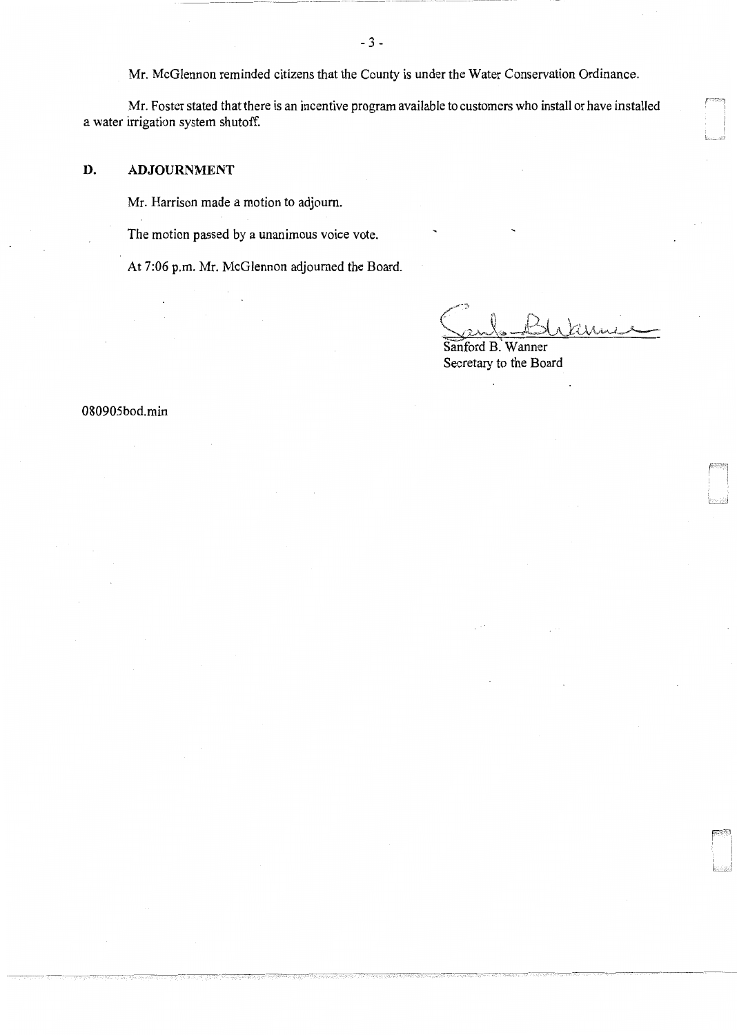Mr. McGlennon reminded citizens that the County is under the Water Conservation Ordinance.

Mr. Foster stated that there is an incentive program available to customers who install or have installed a water irrigation system shutoff.

## D. ADJOURNMENT

Mr. Harrison made a motion to adjourn.

The motion passed by a unanimous voice vote.

At 7:06 p.m. Mr. McGlennon adjourned the Board.

Sanford B. Wanner
Secretary to the Board

080905bod.min